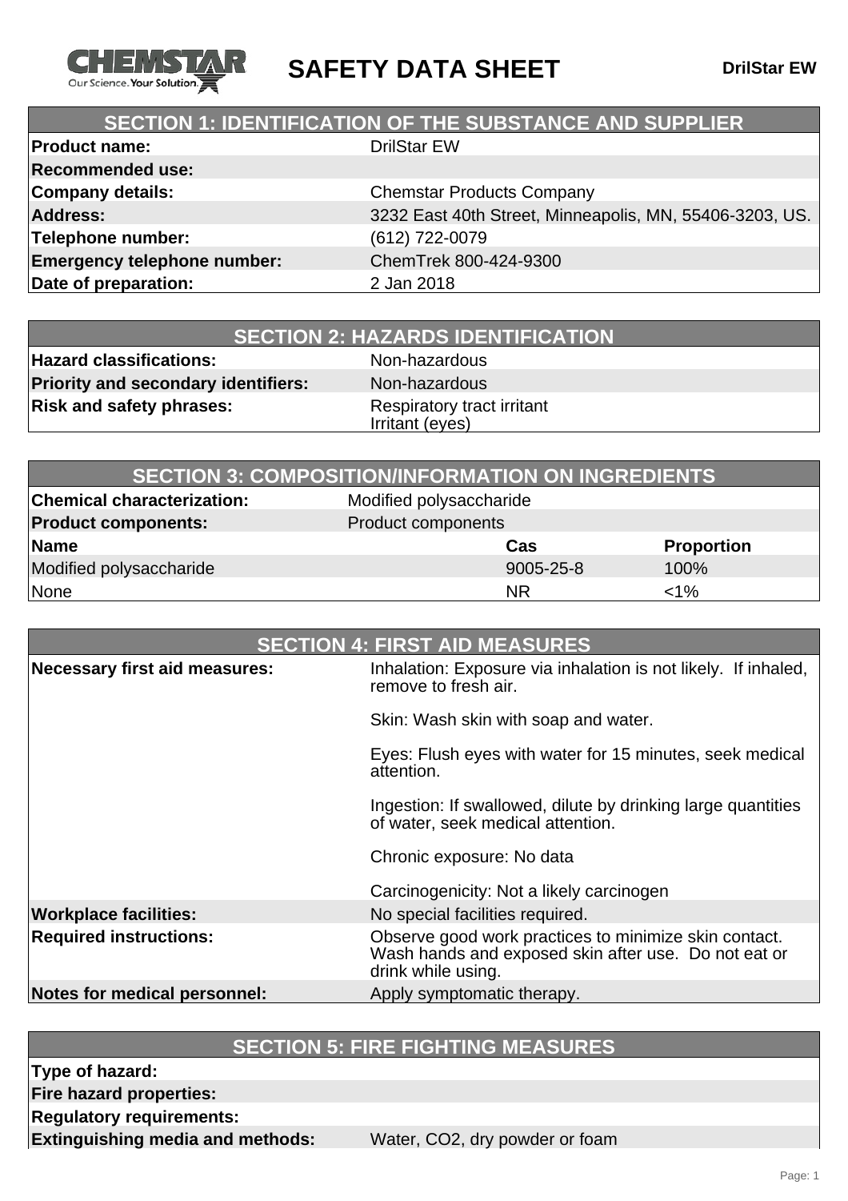# SAFETY DATA SHEET

**DrilStar EW**

## SECTION 1: IDENTIFICATION OF THE SUBSTANCE AND SUPPLIER

| | |
|---|---|
| **Product name:** | DrilStar EW |
| **Recommended use:** | |
| **Company details:** | Chemstar Products Company |
| **Address:** | 3232 East 40th Street, Minneapolis, MN, 55406-3203, US. |
| **Telephone number:** | (612) 722-0079 |
| **Emergency telephone number:** | ChemTrek 800-424-9300 |
| **Date of preparation:** | 2 Jan 2018 |

## SECTION 2: HAZARDS IDENTIFICATION

| | |
|---|---|
| **Hazard classifications:** | Non-hazardous |
| **Priority and secondary identifiers:** | Non-hazardous |
| **Risk and safety phrases:** | Respiratory tract irritant<br>Irritant (eyes) |

## SECTION 3: COMPOSITION/INFORMATION ON INGREDIENTS

| | |
|---|---|
| **Chemical characterization:** | Modified polysaccharide |
| **Product components:** | Product components |

| **Name** | **Cas** | **Proportion** |
|---|---|---|
| Modified polysaccharide | 9005-25-8 | 100% |
| None | NR | <1% |

## SECTION 4: FIRST AID MEASURES

| | |
|---|---|
| **Necessary first aid measures:** | Inhalation: Exposure via inhalation is not likely. If inhaled, remove to fresh air.<br><br>Skin: Wash skin with soap and water.<br><br>Eyes: Flush eyes with water for 15 minutes, seek medical attention.<br><br>Ingestion: If swallowed, dilute by drinking large quantities of water, seek medical attention.<br><br>Chronic exposure: No data<br><br>Carcinogenicity: Not a likely carcinogen |
| **Workplace facilities:** | No special facilities required. |
| **Required instructions:** | Observe good work practices to minimize skin contact. Wash hands and exposed skin after use. Do not eat or drink while using. |
| **Notes for medical personnel:** | Apply symptomatic therapy. |

## SECTION 5: FIRE FIGHTING MEASURES

| | |
|---|---|
| **Type of hazard:** | |
| **Fire hazard properties:** | |
| **Regulatory requirements:** | |
| **Extinguishing media and methods:** | Water, $CO_2$, dry powder or foam |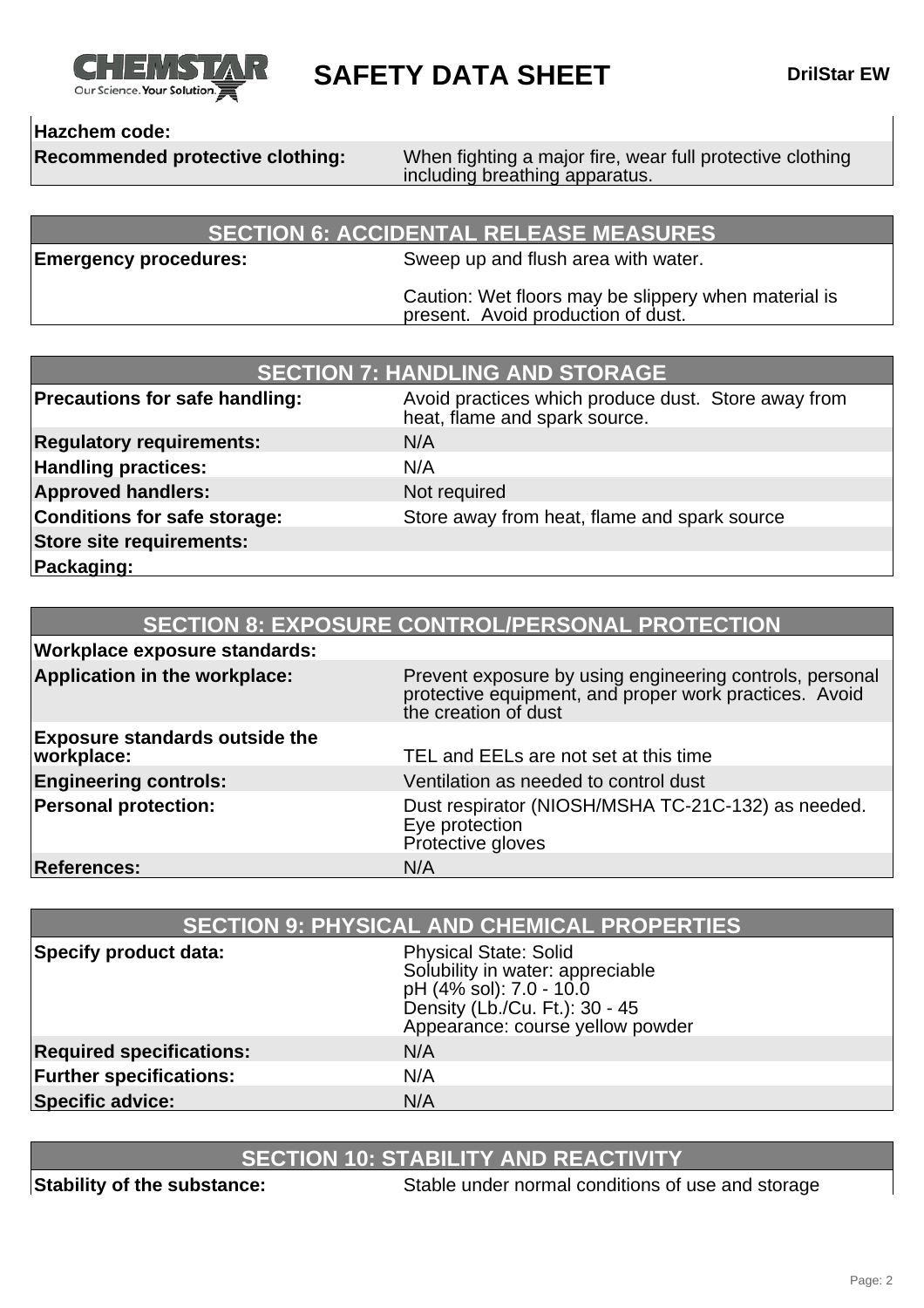| | |
|---|---|
| **Hazchem code:** | |
| **Recommended protective clothing:** | When fighting a major fire, wear full protective clothing including breathing apparatus. |

## SECTION 6: ACCIDENTAL RELEASE MEASURES

| | |
|---|---|
| **Emergency procedures:** | Sweep up and flush area with water.<br><br>Caution: Wet floors may be slippery when material is present. Avoid production of dust. |

## SECTION 7: HANDLING AND STORAGE

| | |
|---|---|
| **Precautions for safe handling:** | Avoid practices which produce dust. Store away from heat, flame and spark source. |
| **Regulatory requirements:** | N/A |
| **Handling practices:** | N/A |
| **Approved handlers:** | Not required |
| **Conditions for safe storage:** | Store away from heat, flame and spark source |
| **Store site requirements:** | |
| **Packaging:** | |

## SECTION 8: EXPOSURE CONTROL/PERSONAL PROTECTION

| | |
|---|---|
| **Workplace exposure standards:** | |
| **Application in the workplace:** | Prevent exposure by using engineering controls, personal protective equipment, and proper work practices. Avoid the creation of dust |
| **Exposure standards outside the workplace:** | TEL and EELs are not set at this time |
| **Engineering controls:** | Ventilation as needed to control dust |
| **Personal protection:** | Dust respirator (NIOSH/MSHA TC-21C-132) as needed.<br>Eye protection<br>Protective gloves |
| **References:** | N/A |

## SECTION 9: PHYSICAL AND CHEMICAL PROPERTIES

| | |
|---|---|
| **Specify product data:** | Physical State: Solid<br>Solubility in water: appreciable<br>pH (4% sol): 7.0 - 10.0<br>Density (Lb./Cu. Ft.): 30 - 45<br>Appearance: course yellow powder |
| **Required specifications:** | N/A |
| **Further specifications:** | N/A |
| **Specific advice:** | N/A |

## SECTION 10: STABILITY AND REACTIVITY

| | |
|---|---|
| **Stability of the substance:** | Stable under normal conditions of use and storage |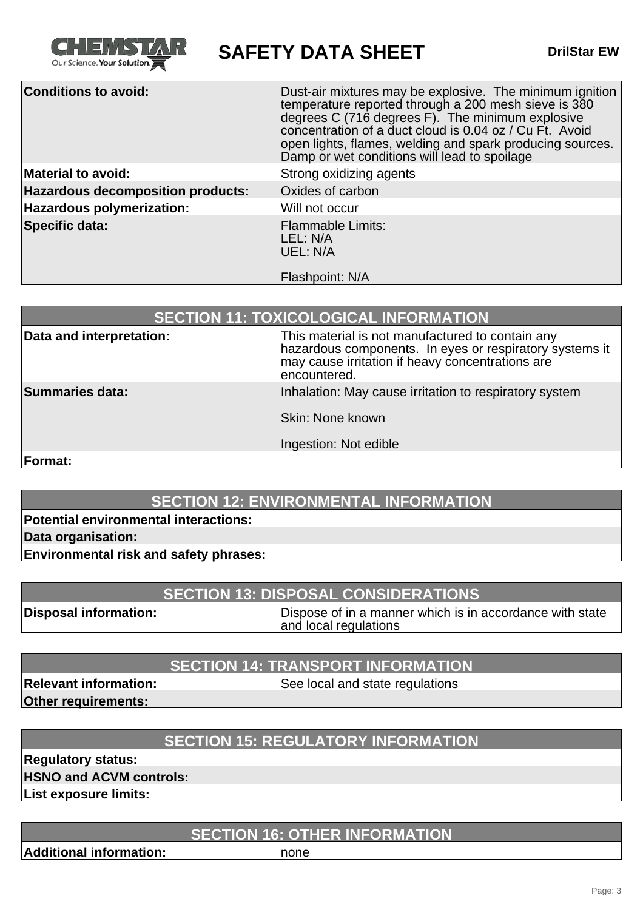| | |
|---|---|
| **Conditions to avoid:** | Dust-air mixtures may be explosive. The minimum ignition temperature reported through a 200 mesh sieve is 380 degrees C (716 degrees F). The minimum explosive concentration of a duct cloud is 0.04 oz / Cu Ft. Avoid open lights, flames, welding and spark producing sources. Damp or wet conditions will lead to spoilage |
| **Material to avoid:** | Strong oxidizing agents |
| **Hazardous decomposition products:** | Oxides of carbon |
| **Hazardous polymerization:** | Will not occur |
| **Specific data:** | Flammable Limits:<br>LEL: N/A<br>UEL: N/A<br><br>Flashpoint: N/A |

## SECTION 11: TOXICOLOGICAL INFORMATION

| | |
|---|---|
| **Data and interpretation:** | This material is not manufactured to contain any hazardous components. In eyes or respiratory systems it may cause irritation if heavy concentrations are encountered. |
| **Summaries data:** | Inhalation: May cause irritation to respiratory system<br><br>Skin: None known<br><br>Ingestion: Not edible |
| **Format:** | |

## SECTION 12: ENVIRONMENTAL INFORMATION

| | |
|---|---|
| **Potential environmental interactions:** | |
| **Data organisation:** | |
| **Environmental risk and safety phrases:** | |

## SECTION 13: DISPOSAL CONSIDERATIONS

| | |
|---|---|
| **Disposal information:** | Dispose of in a manner which is in accordance with state and local regulations |

## SECTION 14: TRANSPORT INFORMATION

| | |
|---|---|
| **Relevant information:** | See local and state regulations |
| **Other requirements:** | |

## SECTION 15: REGULATORY INFORMATION

| | |
|---|---|
| **Regulatory status:** | |
| **HSNO and ACVM controls:** | |
| **List exposure limits:** | |

## SECTION 16: OTHER INFORMATION

| | |
|---|---|
| **Additional information:** | none |